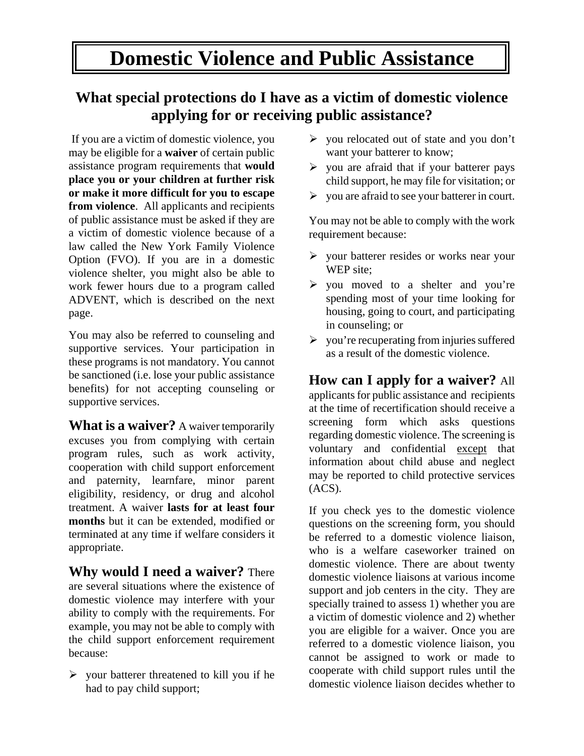# Domestic Violence and Public Assistance

## What special protections do I have as a victim of domestic violence applying for or receiving public assistance?

If you are a victim of domestic violence, you may be eligible for a **waiver** of certain public assistance program requirements that **would place you or your children at further risk or make it more difficult for you to escape from violence**. All applicants and recipients of public assistance must be asked if they are a victim of domestic violence because of a law called the New York Family Violence Option (FVO). If you are in a domestic violence shelter, you might also be able to work fewer hours due to a program called ADVENT, which is described on the next page.

You may also be referred to counseling and supportive services. Your participation in these programs is not mandatory. You cannot be sanctioned (i.e. lose your public assistance benefits) for not accepting counseling or supportive services.

**What is a waiver?** A waiver temporarily excuses you from complying with certain program rules, such as work activity, cooperation with child support enforcement and paternity, learnfare, minor parent eligibility, residency, or drug and alcohol treatment. A waiver **lasts for at least four months** but it can be extended, modified or terminated at any time if welfare considers it appropriate.

**Why would I need a waiver?** There are several situations where the existence of domestic violence may interfere with your ability to comply with the requirements. For example, you may not be able to comply with the child support enforcement requirement because:

- your batterer threatened to kill you if he had to pay child support;
- you relocated out of state and you don't want your batterer to know;
- you are afraid that if your batterer pays child support, he may file for visitation; or
- you are afraid to see your batterer in court.

You may not be able to comply with the work requirement because:

- your batterer resides or works near your WEP site;
- you moved to a shelter and you're spending most of your time looking for housing, going to court, and participating in counseling; or
- you're recuperating from injuries suffered as a result of the domestic violence.

**How can I apply for a waiver?** All applicants for public assistance and recipients at the time of recertification should receive a screening form which asks questions regarding domestic violence. The screening is voluntary and confidential except that information about child abuse and neglect may be reported to child protective services (ACS).

If you check yes to the domestic violence questions on the screening form, you should be referred to a domestic violence liaison, who is a welfare caseworker trained on domestic violence. There are about twenty domestic violence liaisons at various income support and job centers in the city. They are specially trained to assess 1) whether you are a victim of domestic violence and 2) whether you are eligible for a waiver. Once you are referred to a domestic violence liaison, you cannot be assigned to work or made to cooperate with child support rules until the domestic violence liaison decides whether to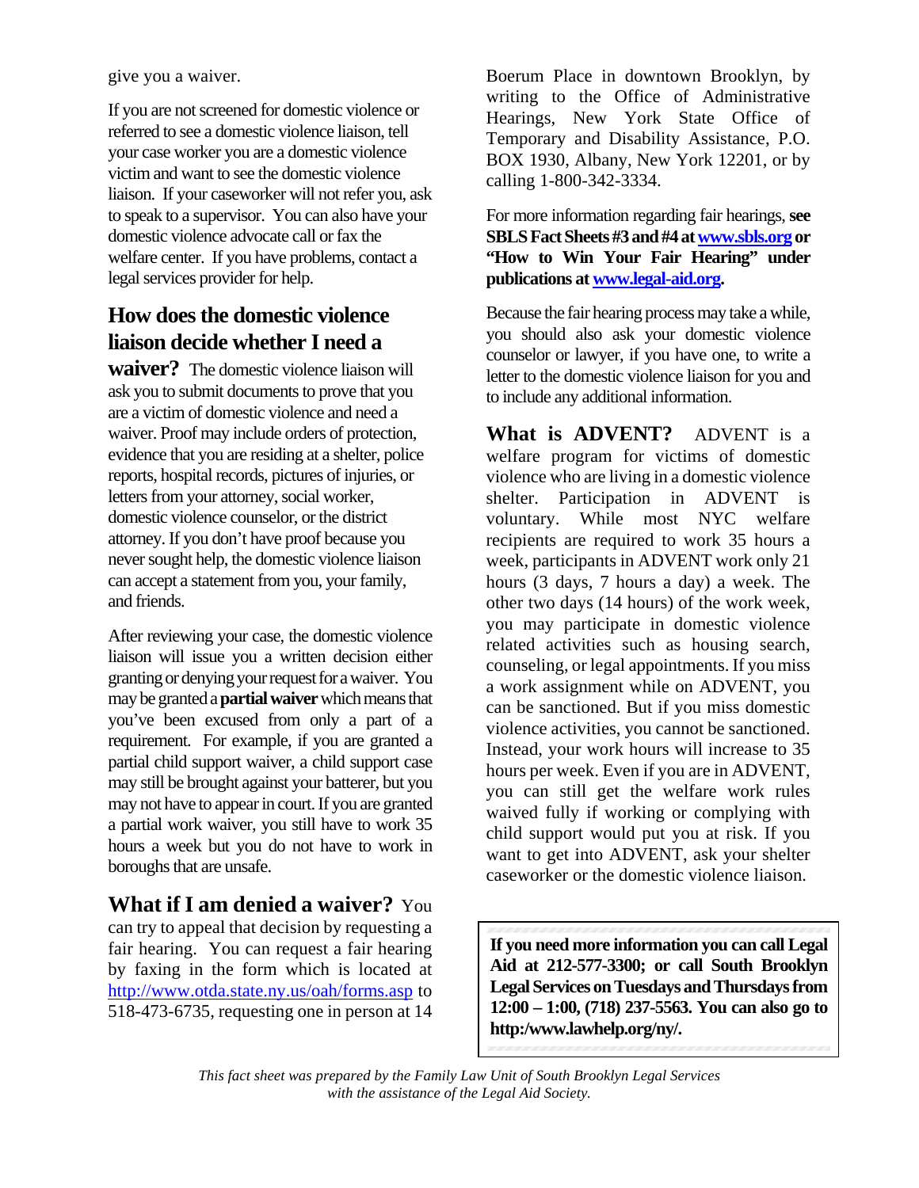give you a waiver.

If you are not screened for domestic violence or referred to see a domestic violence liaison, tell your case worker you are a domestic violence victim and want to see the domestic violence liaison. If your caseworker will not refer you, ask to speak to a supervisor. You can also have your domestic violence advocate call or fax the welfare center. If you have problems, contact a legal services provider for help.

## How does the domestic violence liaison decide whether I need a waiver?

The domestic violence liaison will ask you to submit documents to prove that you are a victim of domestic violence and need a waiver. Proof may include orders of protection, evidence that you are residing at a shelter, police reports, hospital records, pictures of injuries, or letters from your attorney, social worker, domestic violence counselor, or the district attorney. If you don't have proof because you never sought help, the domestic violence liaison can accept a statement from you, your family, and friends.

After reviewing your case, the domestic violence liaison will issue you a written decision either granting or denying your request for a waiver. You may be granted a **partial waiver** which means that you've been excused from only a part of a requirement. For example, if you are granted a partial child support waiver, a child support case may still be brought against your batterer, but you may not have to appear in court. If you are granted a partial work waiver, you still have to work 35 hours a week but you do not have to work in boroughs that are unsafe.

## What if I am denied a waiver?

You can try to appeal that decision by requesting a fair hearing. You can request a fair hearing by faxing in the form which is located at http://www.otda.state.ny.us/oah/forms.asp to 518-473-6735, requesting one in person at 14 Boerum Place in downtown Brooklyn, by writing to the Office of Administrative Hearings, New York State Office of Temporary and Disability Assistance, P.O. BOX 1930, Albany, New York 12201, or by calling 1-800-342-3334.

For more information regarding fair hearings, **see SBLS Fact Sheets #3 and #4 at www.sbls.org or "How to Win Your Fair Hearing" under publications at www.legal-aid.org.**

Because the fair hearing process may take a while, you should also ask your domestic violence counselor or lawyer, if you have one, to write a letter to the domestic violence liaison for you and to include any additional information.

## What is ADVENT?

ADVENT is a welfare program for victims of domestic violence who are living in a domestic violence shelter. Participation in ADVENT is voluntary. While most NYC welfare recipients are required to work 35 hours a week, participants in ADVENT work only 21 hours (3 days, 7 hours a day) a week. The other two days (14 hours) of the work week, you may participate in domestic violence related activities such as housing search, counseling, or legal appointments. If you miss a work assignment while on ADVENT, you can be sanctioned. But if you miss domestic violence activities, you cannot be sanctioned. Instead, your work hours will increase to 35 hours per week. Even if you are in ADVENT, you can still get the welfare work rules waived fully if working or complying with child support would put you at risk. If you want to get into ADVENT, ask your shelter caseworker or the domestic violence liaison.

**If you need more information you can call Legal Aid at 212-577-3300; or call South Brooklyn Legal Services on Tuesdays and Thursdays from 12:00 – 1:00, (718) 237-5563. You can also go to http:/www.lawhelp.org/ny/.**

*This fact sheet was prepared by the Family Law Unit of South Brooklyn Legal Services with the assistance of the Legal Aid Society.*